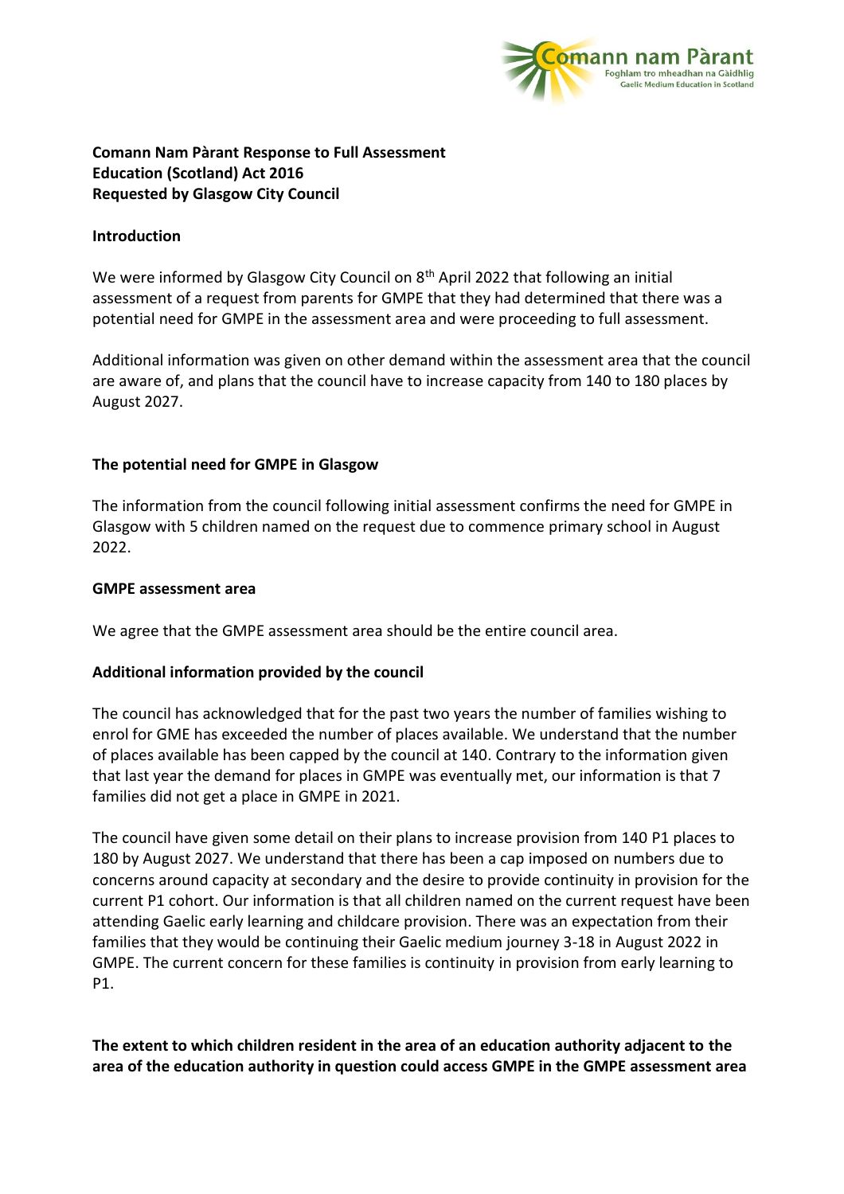**Comann Nam Pàrant Response to Full Assessment**
**Education (Scotland) Act 2016**
**Requested by Glasgow City Council**

## Introduction

We were informed by Glasgow City Council on 8th April 2022 that following an initial assessment of a request from parents for GMPE that they had determined that there was a potential need for GMPE in the assessment area and were proceeding to full assessment.

Additional information was given on other demand within the assessment area that the council are aware of, and plans that the council have to increase capacity from 140 to 180 places by August 2027.

## The potential need for GMPE in Glasgow

The information from the council following initial assessment confirms the need for GMPE in Glasgow with 5 children named on the request due to commence primary school in August 2022.

## GMPE assessment area

We agree that the GMPE assessment area should be the entire council area.

## Additional information provided by the council

The council has acknowledged that for the past two years the number of families wishing to enrol for GME has exceeded the number of places available. We understand that the number of places available has been capped by the council at 140. Contrary to the information given that last year the demand for places in GMPE was eventually met, our information is that 7 families did not get a place in GMPE in 2021.

The council have given some detail on their plans to increase provision from 140 P1 places to 180 by August 2027. We understand that there has been a cap imposed on numbers due to concerns around capacity at secondary and the desire to provide continuity in provision for the current P1 cohort. Our information is that all children named on the current request have been attending Gaelic early learning and childcare provision. There was an expectation from their families that they would be continuing their Gaelic medium journey 3-18 in August 2022 in GMPE. The current concern for these families is continuity in provision from early learning to P1.

## The extent to which children resident in the area of an education authority adjacent to the area of the education authority in question could access GMPE in the GMPE assessment area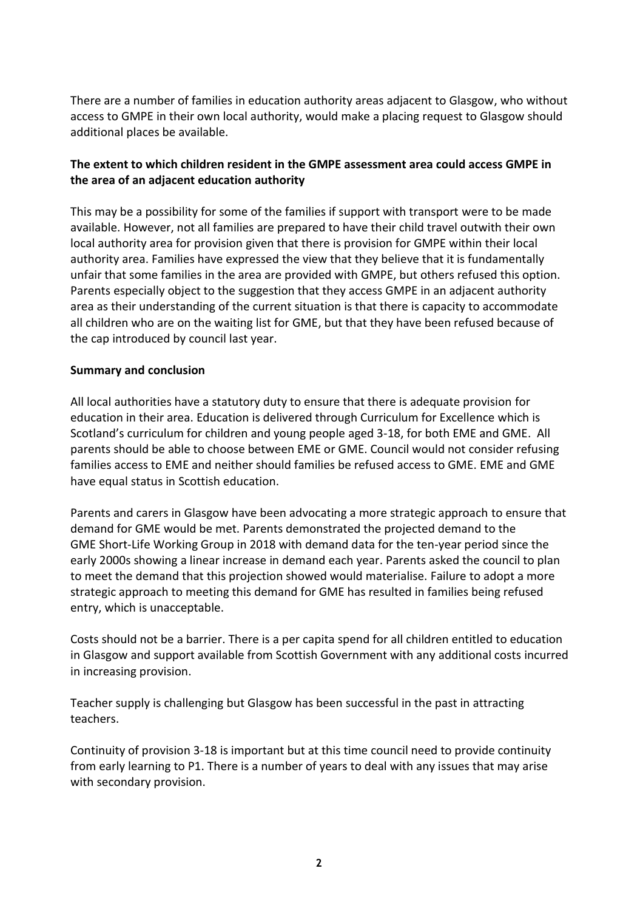There are a number of families in education authority areas adjacent to Glasgow, who without access to GMPE in their own local authority, would make a placing request to Glasgow should additional places be available.

**The extent to which children resident in the GMPE assessment area could access GMPE in the area of an adjacent education authority**

This may be a possibility for some of the families if support with transport were to be made available. However, not all families are prepared to have their child travel outwith their own local authority area for provision given that there is provision for GMPE within their local authority area. Families have expressed the view that they believe that it is fundamentally unfair that some families in the area are provided with GMPE, but others refused this option. Parents especially object to the suggestion that they access GMPE in an adjacent authority area as their understanding of the current situation is that there is capacity to accommodate all children who are on the waiting list for GME, but that they have been refused because of the cap introduced by council last year.

**Summary and conclusion**

All local authorities have a statutory duty to ensure that there is adequate provision for education in their area. Education is delivered through Curriculum for Excellence which is Scotland's curriculum for children and young people aged 3-18, for both EME and GME. All parents should be able to choose between EME or GME. Council would not consider refusing families access to EME and neither should families be refused access to GME. EME and GME have equal status in Scottish education.

Parents and carers in Glasgow have been advocating a more strategic approach to ensure that demand for GME would be met. Parents demonstrated the projected demand to the GME Short-Life Working Group in 2018 with demand data for the ten-year period since the early 2000s showing a linear increase in demand each year. Parents asked the council to plan to meet the demand that this projection showed would materialise. Failure to adopt a more strategic approach to meeting this demand for GME has resulted in families being refused entry, which is unacceptable.

Costs should not be a barrier. There is a per capita spend for all children entitled to education in Glasgow and support available from Scottish Government with any additional costs incurred in increasing provision.

Teacher supply is challenging but Glasgow has been successful in the past in attracting teachers.

Continuity of provision 3-18 is important but at this time council need to provide continuity from early learning to P1. There is a number of years to deal with any issues that may arise with secondary provision.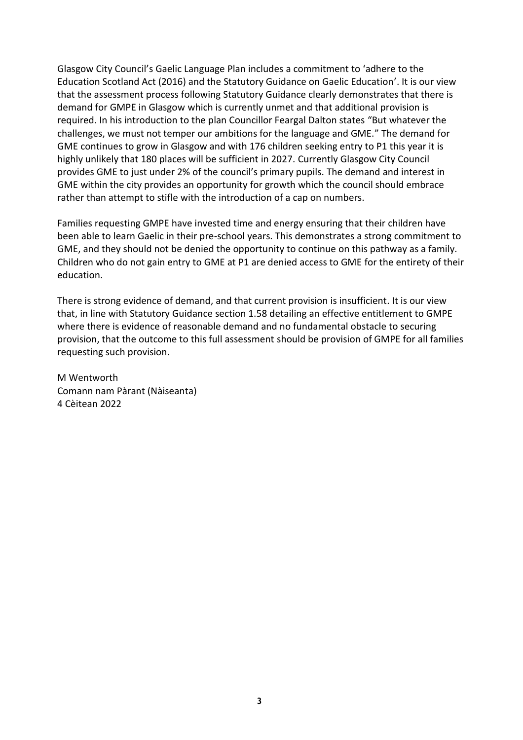Glasgow City Council's Gaelic Language Plan includes a commitment to 'adhere to the Education Scotland Act (2016) and the Statutory Guidance on Gaelic Education'. It is our view that the assessment process following Statutory Guidance clearly demonstrates that there is demand for GMPE in Glasgow which is currently unmet and that additional provision is required. In his introduction to the plan Councillor Feargal Dalton states "But whatever the challenges, we must not temper our ambitions for the language and GME." The demand for GME continues to grow in Glasgow and with 176 children seeking entry to P1 this year it is highly unlikely that 180 places will be sufficient in 2027. Currently Glasgow City Council provides GME to just under 2% of the council's primary pupils. The demand and interest in GME within the city provides an opportunity for growth which the council should embrace rather than attempt to stifle with the introduction of a cap on numbers.

Families requesting GMPE have invested time and energy ensuring that their children have been able to learn Gaelic in their pre-school years. This demonstrates a strong commitment to GME, and they should not be denied the opportunity to continue on this pathway as a family. Children who do not gain entry to GME at P1 are denied access to GME for the entirety of their education.

There is strong evidence of demand, and that current provision is insufficient. It is our view that, in line with Statutory Guidance section 1.58 detailing an effective entitlement to GMPE where there is evidence of reasonable demand and no fundamental obstacle to securing provision, that the outcome to this full assessment should be provision of GMPE for all families requesting such provision.

M Wentworth
Comann nam Pàrant (Nàiseanta)
4 Cèitean 2022